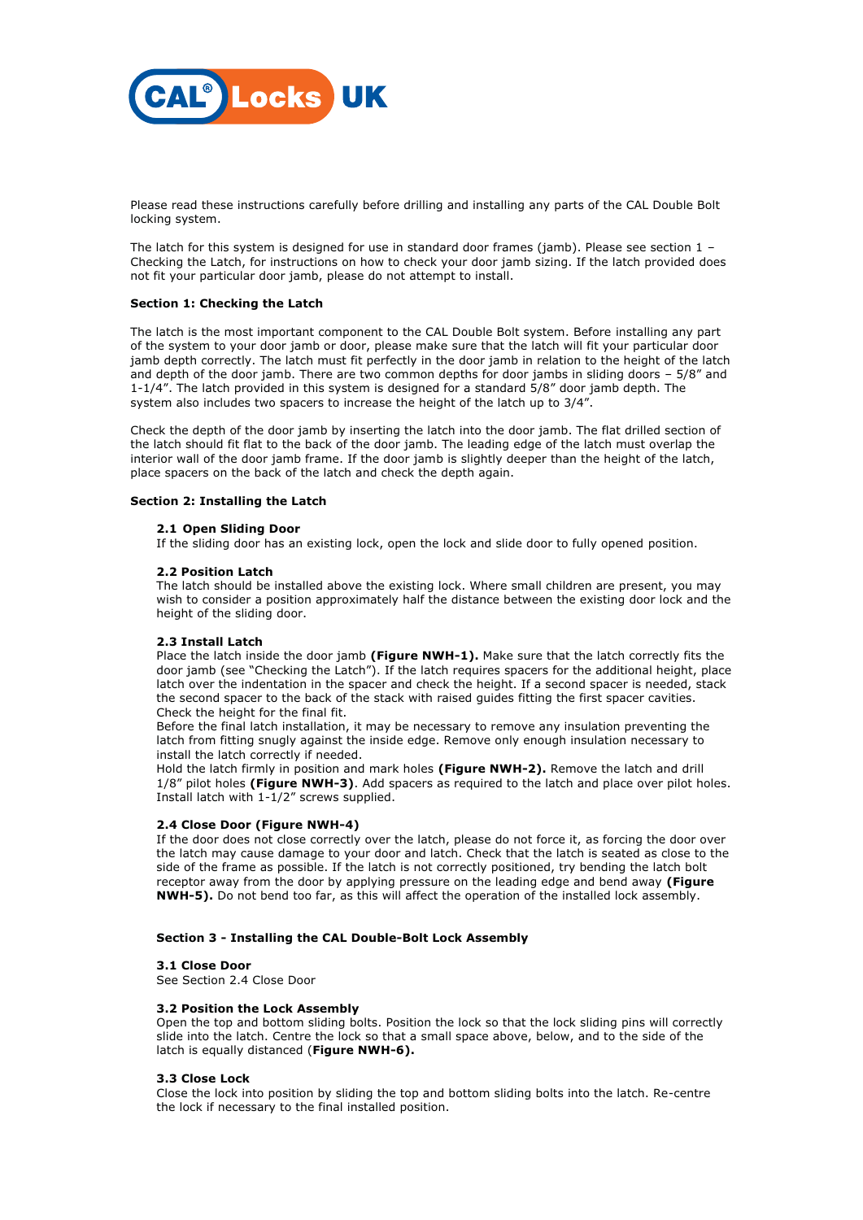CAL® Locks UK

Please read these instructions carefully before drilling and installing any parts of the CAL Double Bolt locking system.

The latch for this system is designed for use in standard door frames (jamb). Please see section 1 – Checking the Latch, for instructions on how to check your door jamb sizing. If the latch provided does not fit your particular door jamb, please do not attempt to install.

**Section 1: Checking the Latch**

The latch is the most important component to the CAL Double Bolt system. Before installing any part of the system to your door jamb or door, please make sure that the latch will fit your particular door jamb depth correctly. The latch must fit perfectly in the door jamb in relation to the height of the latch and depth of the door jamb. There are two common depths for door jambs in sliding doors – 5/8" and 1-1/4". The latch provided in this system is designed for a standard 5/8" door jamb depth. The system also includes two spacers to increase the height of the latch up to 3/4".

Check the depth of the door jamb by inserting the latch into the door jamb. The flat drilled section of the latch should fit flat to the back of the door jamb. The leading edge of the latch must overlap the interior wall of the door jamb frame. If the door jamb is slightly deeper than the height of the latch, place spacers on the back of the latch and check the depth again.

**Section 2: Installing the Latch**

**2.1 Open Sliding Door**
If the sliding door has an existing lock, open the lock and slide door to fully opened position.

**2.2 Position Latch**
The latch should be installed above the existing lock. Where small children are present, you may wish to consider a position approximately half the distance between the existing door lock and the height of the sliding door.

**2.3 Install Latch**
Place the latch inside the door jamb **(Figure NWH-1).** Make sure that the latch correctly fits the door jamb (see "Checking the Latch"). If the latch requires spacers for the additional height, place latch over the indentation in the spacer and check the height. If a second spacer is needed, stack the second spacer to the back of the stack with raised guides fitting the first spacer cavities. Check the height for the final fit.
Before the final latch installation, it may be necessary to remove any insulation preventing the latch from fitting snugly against the inside edge. Remove only enough insulation necessary to install the latch correctly if needed.
Hold the latch firmly in position and mark holes **(Figure NWH-2).** Remove the latch and drill 1/8" pilot holes **(Figure NWH-3)**. Add spacers as required to the latch and place over pilot holes. Install latch with 1-1/2" screws supplied.

**2.4 Close Door (Figure NWH-4)**
If the door does not close correctly over the latch, please do not force it, as forcing the door over the latch may cause damage to your door and latch. Check that the latch is seated as close to the side of the frame as possible. If the latch is not correctly positioned, try bending the latch bolt receptor away from the door by applying pressure on the leading edge and bend away **(Figure NWH-5).** Do not bend too far, as this will affect the operation of the installed lock assembly.

**Section 3 - Installing the CAL Double-Bolt Lock Assembly**

**3.1 Close Door**
See Section 2.4 Close Door

**3.2 Position the Lock Assembly**
Open the top and bottom sliding bolts. Position the lock so that the lock sliding pins will correctly slide into the latch. Centre the lock so that a small space above, below, and to the side of the latch is equally distanced (**Figure NWH-6).**

**3.3 Close Lock**
Close the lock into position by sliding the top and bottom sliding bolts into the latch. Re-centre the lock if necessary to the final installed position.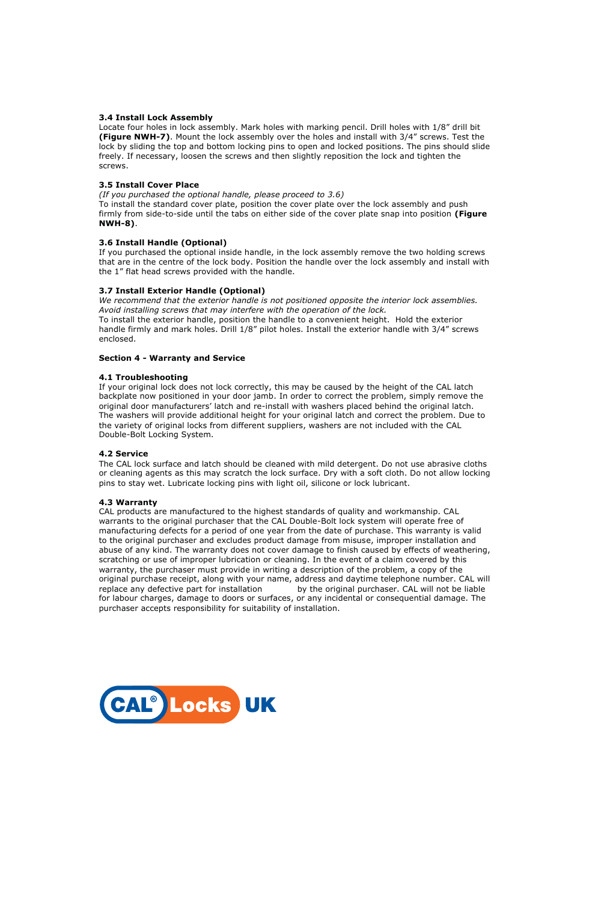### 3.4 Install Lock Assembly

Locate four holes in lock assembly. Mark holes with marking pencil. Drill holes with 1/8" drill bit **(Figure NWH-7)**. Mount the lock assembly over the holes and install with 3/4" screws. Test the lock by sliding the top and bottom locking pins to open and locked positions. The pins should slide freely. If necessary, loosen the screws and then slightly reposition the lock and tighten the screws.

### 3.5 Install Cover Place

*(If you purchased the optional handle, please proceed to 3.6)*

To install the standard cover plate, position the cover plate over the lock assembly and push firmly from side-to-side until the tabs on either side of the cover plate snap into position **(Figure NWH-8)**.

### 3.6 Install Handle (Optional)

If you purchased the optional inside handle, in the lock assembly remove the two holding screws that are in the centre of the lock body. Position the handle over the lock assembly and install with the 1" flat head screws provided with the handle.

### 3.7 Install Exterior Handle (Optional)

*We recommend that the exterior handle is not positioned opposite the interior lock assemblies. Avoid installing screws that may interfere with the operation of the lock.*

To install the exterior handle, position the handle to a convenient height. Hold the exterior handle firmly and mark holes. Drill 1/8" pilot holes. Install the exterior handle with 3/4" screws enclosed.

## Section 4 - Warranty and Service

### 4.1 Troubleshooting

If your original lock does not lock correctly, this may be caused by the height of the CAL latch backplate now positioned in your door jamb. In order to correct the problem, simply remove the original door manufacturers' latch and re-install with washers placed behind the original latch. The washers will provide additional height for your original latch and correct the problem. Due to the variety of original locks from different suppliers, washers are not included with the CAL Double-Bolt Locking System.

### 4.2 Service

The CAL lock surface and latch should be cleaned with mild detergent. Do not use abrasive cloths or cleaning agents as this may scratch the lock surface. Dry with a soft cloth. Do not allow locking pins to stay wet. Lubricate locking pins with light oil, silicone or lock lubricant.

### 4.3 Warranty

CAL products are manufactured to the highest standards of quality and workmanship. CAL warrants to the original purchaser that the CAL Double-Bolt lock system will operate free of manufacturing defects for a period of one year from the date of purchase. This warranty is valid to the original purchaser and excludes product damage from misuse, improper installation and abuse of any kind. The warranty does not cover damage to finish caused by effects of weathering, scratching or use of improper lubrication or cleaning. In the event of a claim covered by this warranty, the purchaser must provide in writing a description of the problem, a copy of the original purchase receipt, along with your name, address and daytime telephone number. CAL will replace any defective part for installation by the original purchaser. CAL will not be liable for labour charges, damage to doors or surfaces, or any incidental or consequential damage. The purchaser accepts responsibility for suitability of installation.

CAL® Locks UK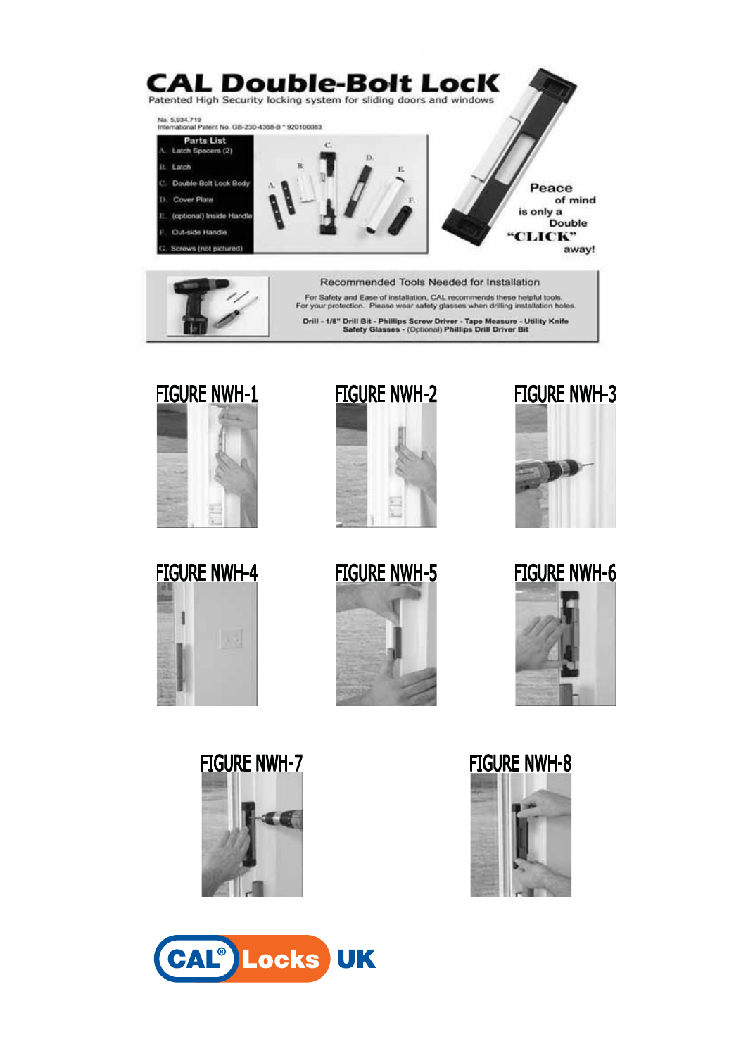# CAL Double-Bolt LocK

Patented High Security locking system for sliding doors and windows

No. 5,934,719
International Patent No. GB-230-4368-B * 920100083

**Parts List**

- A. Latch Spacers (2)
- B. Latch
- C. Double-Bolt Lock Body
- D. Cover Plate
- E. (optional) Inside Handle
- F. Out-side Handle
- G. Screws (not pictured)

Peace of mind is only a Double "CLICK" away!

**Recommended Tools Needed for Installation**

For Safety and Ease of installation, CAL recommends these helpful tools.
For your protection. Please wear safety glasses when drilling installation holes.

**Drill - 1/8" Drill Bit - Phillips Screw Driver - Tape Measure - Utility Knife**
**Safety Glasses - (Optional) Phillips Drill Driver Bit**

FIGURE NWH-1

FIGURE NWH-2

FIGURE NWH-3

FIGURE NWH-4

FIGURE NWH-5

FIGURE NWH-6

FIGURE NWH-7

FIGURE NWH-8

CAL® Locks UK